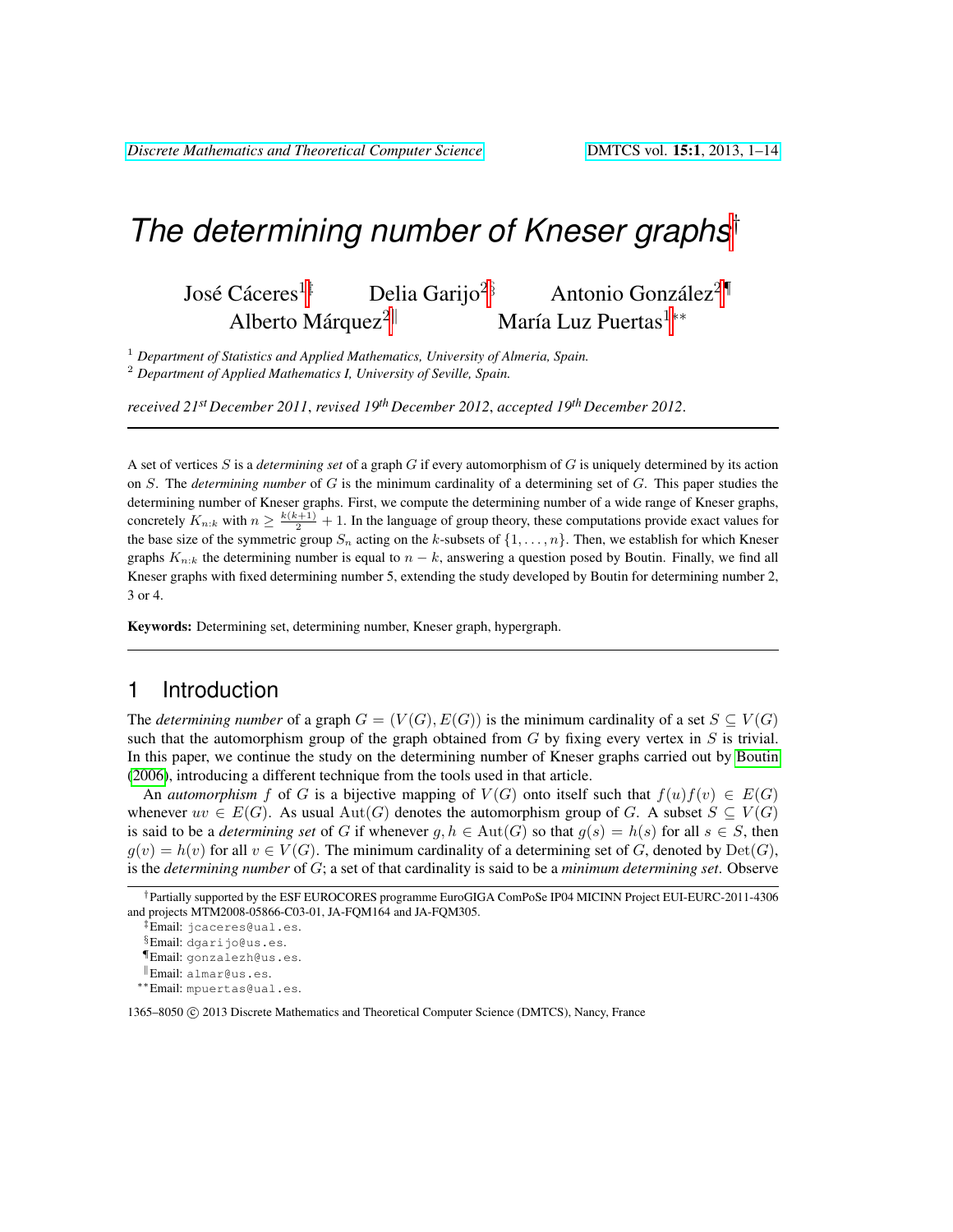# The determining number of Kneser graphs[†]

José Cáceres[1‡] Delia Garijo[2§] Antonio González[2¶] Alberto Márquez[2‖] María Luz Puertas[1**]

[1] *Department of Statistics and Applied Mathematics, University of Almeria, Spain.*
[2] *Department of Applied Mathematics I, University of Seville, Spain.*

*received 21st December 2011, revised 19th December 2012, accepted 19th December 2012.*

---

A set of vertices $S$ is a *determining set* of a graph $G$ if every automorphism of $G$ is uniquely determined by its action on $S$. The *determining number* of $G$ is the minimum cardinality of a determining set of $G$. This paper studies the determining number of Kneser graphs. First, we compute the determining number of a wide range of Kneser graphs, concretely $K_{n:k}$ with $n \geq \frac{k(k+1)}{2} + 1$. In the language of group theory, these computations provide exact values for the base size of the symmetric group $S_n$ acting on the $k$-subsets of $\{1, \ldots, n\}$. Then, we establish for which Kneser graphs $K_{n:k}$ the determining number is equal to $n - k$, answering a question posed by Boutin. Finally, we find all Kneser graphs with fixed determining number 5, extending the study developed by Boutin for determining number 2, 3 or 4.

**Keywords:** Determining set, determining number, Kneser graph, hypergraph.

---

## 1 Introduction

The *determining number* of a graph $G = (V(G), E(G))$ is the minimum cardinality of a set $S \subseteq V(G)$ such that the automorphism group of the graph obtained from $G$ by fixing every vertex in $S$ is trivial. In this paper, we continue the study on the determining number of Kneser graphs carried out by Boutin (2006), introducing a different technique from the tools used in that article.

An *automorphism* $f$ of $G$ is a bijective mapping of $V(G)$ onto itself such that $f(u)f(v) \in E(G)$ whenever $uv \in E(G)$. As usual $\mathrm{Aut}(G)$ denotes the automorphism group of $G$. A subset $S \subseteq V(G)$ is said to be a *determining set* of $G$ if whenever $g, h \in \mathrm{Aut}(G)$ so that $g(s) = h(s)$ for all $s \in S$, then $g(v) = h(v)$ for all $v \in V(G)$. The minimum cardinality of a determining set of $G$, denoted by $\mathrm{Det}(G)$, is the *determining number* of $G$; a set of that cardinality is said to be a *minimum determining set*. Observe

---

[†] Partially supported by the ESF EUROCORES programme EuroGIGA ComPoSe IP04 MICINN Project EUI-EURC-2011-4306 and projects MTM2008-05866-C03-01, JA-FQM164 and JA-FQM305.

[‡] Email: jcaceres@ual.es.

[§] Email: dgarijo@us.es.

[¶] Email: gonzalezh@us.es.

[‖] Email: almar@us.es.

[**] Email: mpuertas@ual.es.

1365–8050 © 2013 Discrete Mathematics and Theoretical Computer Science (DMTCS), Nancy, France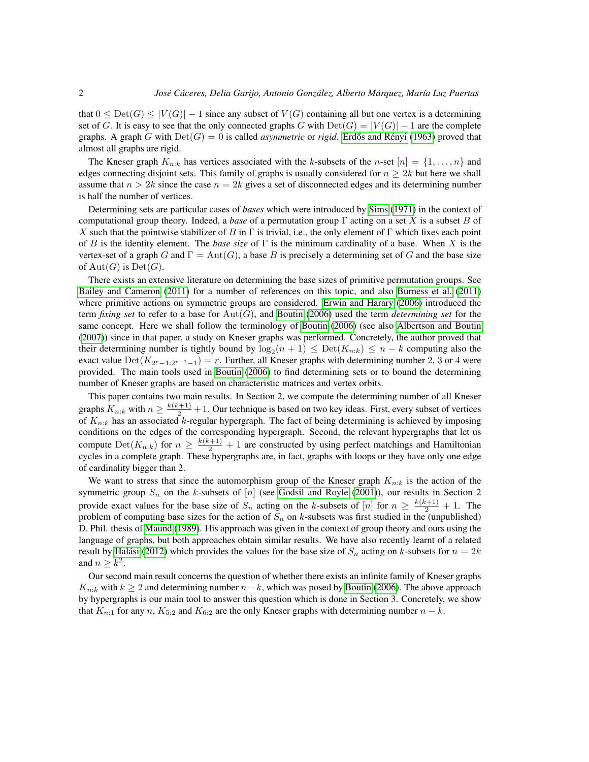that $0 \leq \text{Det}(G) \leq |V(G)| - 1$ since any subset of $V(G)$ containing all but one vertex is a determining set of $G$. It is easy to see that the only connected graphs $G$ with $\text{Det}(G) = |V(G)| - 1$ are the complete graphs. A graph $G$ with $\text{Det}(G) = 0$ is called *asymmetric* or *rigid*. Erdős and Rényi (1963) proved that almost all graphs are rigid.

The Kneser graph $K_{n:k}$ has vertices associated with the $k$-subsets of the $n$-set $[n] = \{1, \ldots, n\}$ and edges connecting disjoint sets. This family of graphs is usually considered for $n \geq 2k$ but here we shall assume that $n > 2k$ since the case $n = 2k$ gives a set of disconnected edges and its determining number is half the number of vertices.

Determining sets are particular cases of *bases* which were introduced by Sims (1971) in the context of computational group theory. Indeed, a *base* of a permutation group $\Gamma$ acting on a set $X$ is a subset $B$ of $X$ such that the pointwise stabilizer of $B$ in $\Gamma$ is trivial, i.e., the only element of $\Gamma$ which fixes each point of $B$ is the identity element. The *base size* of $\Gamma$ is the minimum cardinality of a base. When $X$ is the vertex-set of a graph $G$ and $\Gamma = \text{Aut}(G)$, a base $B$ is precisely a determining set of $G$ and the base size of $\text{Aut}(G)$ is $\text{Det}(G)$.

There exists an extensive literature on determining the base sizes of primitive permutation groups. See Bailey and Cameron (2011) for a number of references on this topic, and also Burness et al. (2011) where primitive actions on symmetric groups are considered. Erwin and Harary (2006) introduced the term *fixing set* to refer to a base for $\text{Aut}(G)$, and Boutin (2006) used the term *determining set* for the same concept. Here we shall follow the terminology of Boutin (2006) (see also Albertson and Boutin (2007)) since in that paper, a study on Kneser graphs was performed. Concretely, the author proved that their determining number is tightly bound by $\log_2(n+1) \leq \text{Det}(K_{n:k}) \leq n - k$ computing also the exact value $\text{Det}(K_{2^r-1:2^{r-1}-1}) = r$. Further, all Kneser graphs with determining number 2, 3 or 4 were provided. The main tools used in Boutin (2006) to find determining sets or to bound the determining number of Kneser graphs are based on characteristic matrices and vertex orbits.

This paper contains two main results. In Section 2, we compute the determining number of all Kneser graphs $K_{n:k}$ with $n \geq \frac{k(k+1)}{2} + 1$. Our technique is based on two key ideas. First, every subset of vertices of $K_{n:k}$ has an associated $k$-regular hypergraph. The fact of being determining is achieved by imposing conditions on the edges of the corresponding hypergraph. Second, the relevant hypergraphs that let us compute $\text{Det}(K_{n:k})$ for $n \geq \frac{k(k+1)}{2} + 1$ are constructed by using perfect matchings and Hamiltonian cycles in a complete graph. These hypergraphs are, in fact, graphs with loops or they have only one edge of cardinality bigger than 2.

We want to stress that since the automorphism group of the Kneser graph $K_{n:k}$ is the action of the symmetric group $S_n$ on the $k$-subsets of $[n]$ (see Godsil and Royle (2001)), our results in Section 2 provide exact values for the base size of $S_n$ acting on the $k$-subsets of $[n]$ for $n \geq \frac{k(k+1)}{2} + 1$. The problem of computing base sizes for the action of $S_n$ on $k$-subsets was first studied in the (unpublished) D. Phil. thesis of Maund (1989). His approach was given in the context of group theory and ours using the language of graphs, but both approaches obtain similar results. We have also recently learnt of a related result by Halási (2012) which provides the values for the base size of $S_n$ acting on $k$-subsets for $n = 2k$ and $n \geq k^2$.

Our second main result concerns the question of whether there exists an infinite family of Kneser graphs $K_{n:k}$ with $k \geq 2$ and determining number $n - k$, which was posed by Boutin (2006). The above approach by hypergraphs is our main tool to answer this question which is done in Section 3. Concretely, we show that $K_{n:1}$ for any $n$, $K_{5:2}$ and $K_{6:2}$ are the only Kneser graphs with determining number $n - k$.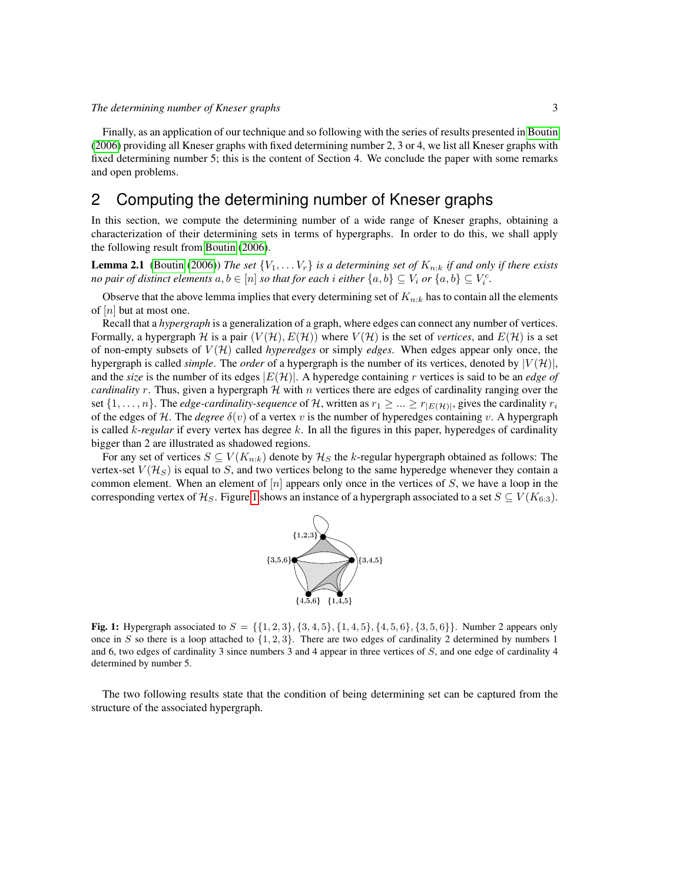Finally, as an application of our technique and so following with the series of results presented in Boutin (2006) providing all Kneser graphs with fixed determining number 2, 3 or 4, we list all Kneser graphs with fixed determining number 5; this is the content of Section 4. We conclude the paper with some remarks and open problems.

## 2 Computing the determining number of Kneser graphs

In this section, we compute the determining number of a wide range of Kneser graphs, obtaining a characterization of their determining sets in terms of hypergraphs. In order to do this, we shall apply the following result from Boutin (2006).

**Lemma 2.1** (Boutin (2006)) *The set $\{V_1, \dots V_r\}$ is a determining set of $K_{n:k}$ if and only if there exists no pair of distinct elements $a, b \in [n]$ so that for each $i$ either $\{a, b\} \subseteq V_i$ or $\{a, b\} \subseteq V_i^c$.*

Observe that the above lemma implies that every determining set of $K_{n:k}$ has to contain all the elements of $[n]$ but at most one.

Recall that a *hypergraph* is a generalization of a graph, where edges can connect any number of vertices. Formally, a hypergraph $\mathcal{H}$ is a pair $(V(\mathcal{H}), E(\mathcal{H}))$ where $V(\mathcal{H})$ is the set of *vertices*, and $E(\mathcal{H})$ is a set of non-empty subsets of $V(\mathcal{H})$ called *hyperedges* or simply *edges*. When edges appear only once, the hypergraph is called *simple*. The *order* of a hypergraph is the number of its vertices, denoted by $|V(\mathcal{H})|$, and the *size* is the number of its edges $|E(\mathcal{H})|$. A hyperedge containing $r$ vertices is said to be an *edge of cardinality $r$*. Thus, given a hypergraph $\mathcal{H}$ with $n$ vertices there are edges of cardinality ranging over the set $\{1, \dots, n\}$. The *edge-cardinality-sequence* of $\mathcal{H}$, written as $r_1 \geq \dots \geq r_{|E(\mathcal{H})|}$, gives the cardinality $r_i$ of the edges of $\mathcal{H}$. The *degree* $\delta(v)$ of a vertex $v$ is the number of hyperedges containing $v$. A hypergraph is called *$k$-regular* if every vertex has degree $k$. In all the figures in this paper, hyperedges of cardinality bigger than 2 are illustrated as shadowed regions.

For any set of vertices $S \subseteq V(K_{n:k})$ denote by $\mathcal{H}_S$ the $k$-regular hypergraph obtained as follows: The vertex-set $V(\mathcal{H}_S)$ is equal to $S$, and two vertices belong to the same hyperedge whenever they contain a common element. When an element of $[n]$ appears only once in the vertices of $S$, we have a loop in the corresponding vertex of $\mathcal{H}_S$. Figure 1 shows an instance of a hypergraph associated to a set $S \subseteq V(K_{6:3})$.

**Fig. 1:** Hypergraph associated to $S = \{\{1, 2, 3\}, \{3, 4, 5\}, \{1, 4, 5\}, \{4, 5, 6\}, \{3, 5, 6\}\}$. Number 2 appears only once in $S$ so there is a loop attached to $\{1, 2, 3\}$. There are two edges of cardinality 2 determined by numbers 1 and 6, two edges of cardinality 3 since numbers 3 and 4 appear in three vertices of $S$, and one edge of cardinality 4 determined by number 5.

The two following results state that the condition of being determining set can be captured from the structure of the associated hypergraph.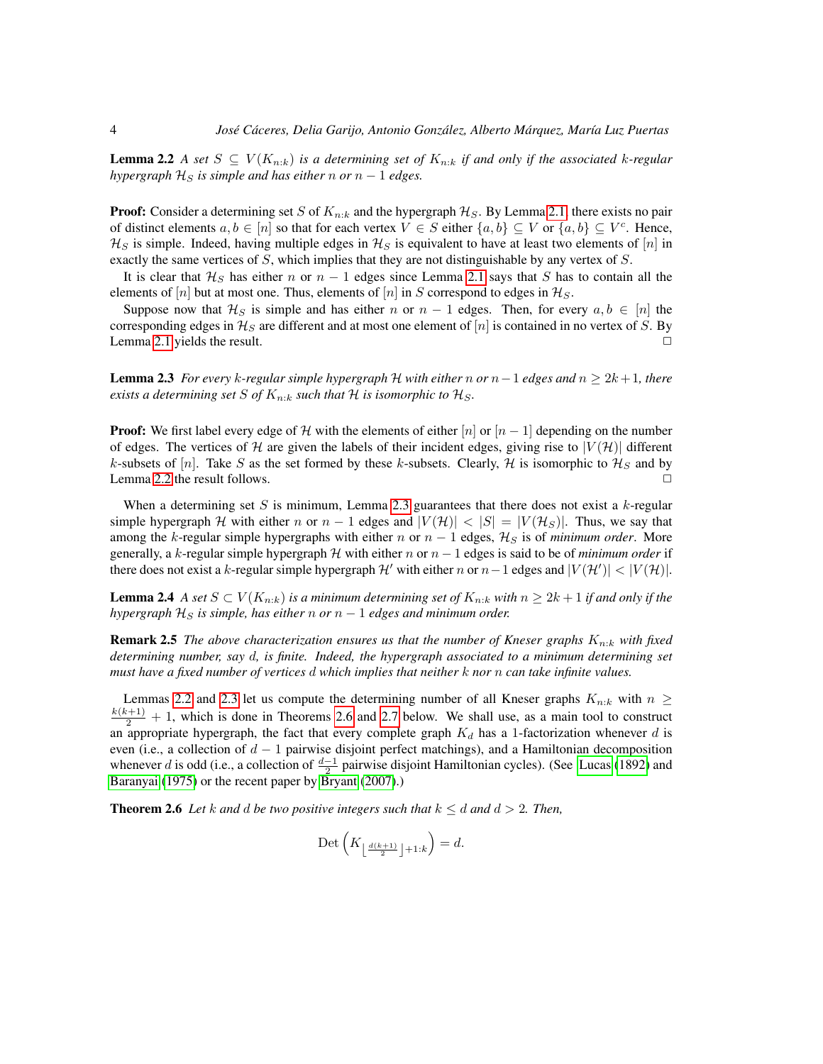**Lemma 2.2** *A set $S \subseteq V(K_{n:k})$ is a determining set of $K_{n:k}$ if and only if the associated $k$-regular hypergraph $\mathcal{H}_S$ is simple and has either $n$ or $n-1$ edges.*

**Proof:** Consider a determining set $S$ of $K_{n:k}$ and the hypergraph $\mathcal{H}_S$. By Lemma 2.1, there exists no pair of distinct elements $a, b \in [n]$ so that for each vertex $V \in S$ either $\{a, b\} \subseteq V$ or $\{a, b\} \subseteq V^c$. Hence, $\mathcal{H}_S$ is simple. Indeed, having multiple edges in $\mathcal{H}_S$ is equivalent to have at least two elements of $[n]$ in exactly the same vertices of $S$, which implies that they are not distinguishable by any vertex of $S$.

It is clear that $\mathcal{H}_S$ has either $n$ or $n-1$ edges since Lemma 2.1 says that $S$ has to contain all the elements of $[n]$ but at most one. Thus, elements of $[n]$ in $S$ correspond to edges in $\mathcal{H}_S$.

Suppose now that $\mathcal{H}_S$ is simple and has either $n$ or $n-1$ edges. Then, for every $a, b \in [n]$ the corresponding edges in $\mathcal{H}_S$ are different and at most one element of $[n]$ is contained in no vertex of $S$. By Lemma 2.1 yields the result. □

**Lemma 2.3** *For every $k$-regular simple hypergraph $\mathcal{H}$ with either $n$ or $n-1$ edges and $n \geq 2k+1$, there exists a determining set $S$ of $K_{n:k}$ such that $\mathcal{H}$ is isomorphic to $\mathcal{H}_S$.*

**Proof:** We first label every edge of $\mathcal{H}$ with the elements of either $[n]$ or $[n-1]$ depending on the number of edges. The vertices of $\mathcal{H}$ are given the labels of their incident edges, giving rise to $|V(\mathcal{H})|$ different $k$-subsets of $[n]$. Take $S$ as the set formed by these $k$-subsets. Clearly, $\mathcal{H}$ is isomorphic to $\mathcal{H}_S$ and by Lemma 2.2 the result follows. □

When a determining set $S$ is minimum, Lemma 2.3 guarantees that there does not exist a $k$-regular simple hypergraph $\mathcal{H}$ with either $n$ or $n-1$ edges and $|V(\mathcal{H})| < |S| = |V(\mathcal{H}_S)|$. Thus, we say that among the $k$-regular simple hypergraphs with either $n$ or $n-1$ edges, $\mathcal{H}_S$ is of *minimum order*. More generally, a $k$-regular simple hypergraph $\mathcal{H}$ with either $n$ or $n-1$ edges is said to be of *minimum order* if there does not exist a $k$-regular simple hypergraph $\mathcal{H}'$ with either $n$ or $n-1$ edges and $|V(\mathcal{H}')| < |V(\mathcal{H})|$.

**Lemma 2.4** *A set $S \subset V(K_{n:k})$ is a minimum determining set of $K_{n:k}$ with $n \geq 2k+1$ if and only if the hypergraph $\mathcal{H}_S$ is simple, has either $n$ or $n-1$ edges and minimum order.*

**Remark 2.5** *The above characterization ensures us that the number of Kneser graphs $K_{n:k}$ with fixed determining number, say $d$, is finite. Indeed, the hypergraph associated to a minimum determining set must have a fixed number of vertices $d$ which implies that neither $k$ nor $n$ can take infinite values.*

Lemmas 2.2 and 2.3 let us compute the determining number of all Kneser graphs $K_{n:k}$ with $n \geq \frac{k(k+1)}{2} + 1$, which is done in Theorems 2.6 and 2.7 below. We shall use, as a main tool to construct an appropriate hypergraph, the fact that every complete graph $K_d$ has a 1-factorization whenever $d$ is even (i.e., a collection of $d-1$ pairwise disjoint perfect matchings), and a Hamiltonian decomposition whenever $d$ is odd (i.e., a collection of $\frac{d-1}{2}$ pairwise disjoint Hamiltonian cycles). (See Lucas (1892) and Baranyai (1975) or the recent paper by Bryant (2007).)

**Theorem 2.6** *Let $k$ and $d$ be two positive integers such that $k \leq d$ and $d > 2$. Then,*

$$\text{Det}\left(K_{\lfloor \frac{d(k+1)}{2} \rfloor + 1:k}\right) = d.$$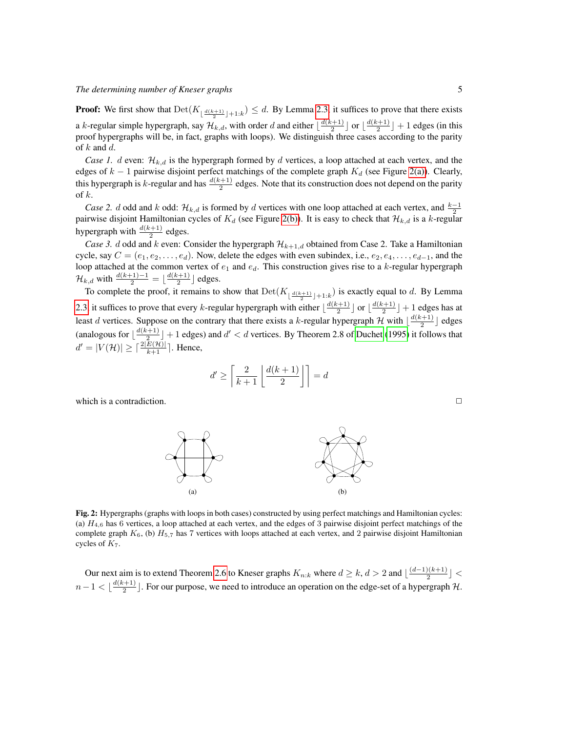**Proof:** We first show that $\mathrm{Det}(K_{\lfloor \frac{d(k+1)}{2} \rfloor+1:k}) \leq d$. By Lemma 2.3, it suffices to prove that there exists a $k$-regular simple hypergraph, say $\mathcal{H}_{k,d}$, with order $d$ and either $\lfloor \frac{d(k+1)}{2} \rfloor$ or $\lfloor \frac{d(k+1)}{2} \rfloor + 1$ edges (in this proof hypergraphs will be, in fact, graphs with loops). We distinguish three cases according to the parity of $k$ and $d$.

*Case 1.* $d$ even: $\mathcal{H}_{k,d}$ is the hypergraph formed by $d$ vertices, a loop attached at each vertex, and the edges of $k-1$ pairwise disjoint perfect matchings of the complete graph $K_d$ (see Figure 2(a)). Clearly, this hypergraph is $k$-regular and has $\frac{d(k+1)}{2}$ edges. Note that its construction does not depend on the parity of $k$.

*Case 2.* $d$ odd and $k$ odd: $\mathcal{H}_{k,d}$ is formed by $d$ vertices with one loop attached at each vertex, and $\frac{k-1}{2}$ pairwise disjoint Hamiltonian cycles of $K_d$ (see Figure 2(b)). It is easy to check that $\mathcal{H}_{k,d}$ is a $k$-regular hypergraph with $\frac{d(k+1)}{2}$ edges.

*Case 3.* $d$ odd and $k$ even: Consider the hypergraph $\mathcal{H}_{k+1,d}$ obtained from Case 2. Take a Hamiltonian cycle, say $C = (e_1, e_2, \ldots, e_d)$. Now, delete the edges with even subindex, i.e., $e_2, e_4, \ldots, e_{d-1}$, and the loop attached at the common vertex of $e_1$ and $e_d$. This construction gives rise to a $k$-regular hypergraph $\mathcal{H}_{k,d}$ with $\frac{d(k+1)-1}{2} = \lfloor \frac{d(k+1)}{2} \rfloor$ edges.

To complete the proof, it remains to show that $\mathrm{Det}(K_{\lfloor \frac{d(k+1)}{2} \rfloor+1:k})$ is exactly equal to $d$. By Lemma 2.3 it suffices to prove that every $k$-regular hypergraph with either $\lfloor \frac{d(k+1)}{2} \rfloor$ or $\lfloor \frac{d(k+1)}{2} \rfloor + 1$ edges has at least $d$ vertices. Suppose on the contrary that there exists a $k$-regular hypergraph $\mathcal{H}$ with $\lfloor \frac{d(k+1)}{2} \rfloor$ edges (analogous for $\lfloor \frac{d(k+1)}{2} \rfloor + 1$ edges) and $d' < d$ vertices. By Theorem 2.8 of Duchet (1995) it follows that $d' = |V(\mathcal{H})| \geq \lceil \frac{2|E(\mathcal{H})|}{k+1} \rceil$. Hence,

$$d' \geq \left\lceil \frac{2}{k+1} \left\lfloor \frac{d(k+1)}{2} \right\rfloor \right\rceil = d$$

which is a contradiction. □

(a)　　　　　　　　(b)

**Fig. 2:** Hypergraphs (graphs with loops in both cases) constructed by using perfect matchings and Hamiltonian cycles: (a) $H_{4,6}$ has 6 vertices, a loop attached at each vertex, and the edges of 3 pairwise disjoint perfect matchings of the complete graph $K_6$, (b) $H_{5,7}$ has 7 vertices with loops attached at each vertex, and 2 pairwise disjoint Hamiltonian cycles of $K_7$.

Our next aim is to extend Theorem 2.6 to Kneser graphs $K_{n:k}$ where $d \geq k$, $d > 2$ and $\lfloor \frac{(d-1)(k+1)}{2} \rfloor < n-1 < \lfloor \frac{d(k+1)}{2} \rfloor$. For our purpose, we need to introduce an operation on the edge-set of a hypergraph $\mathcal{H}$.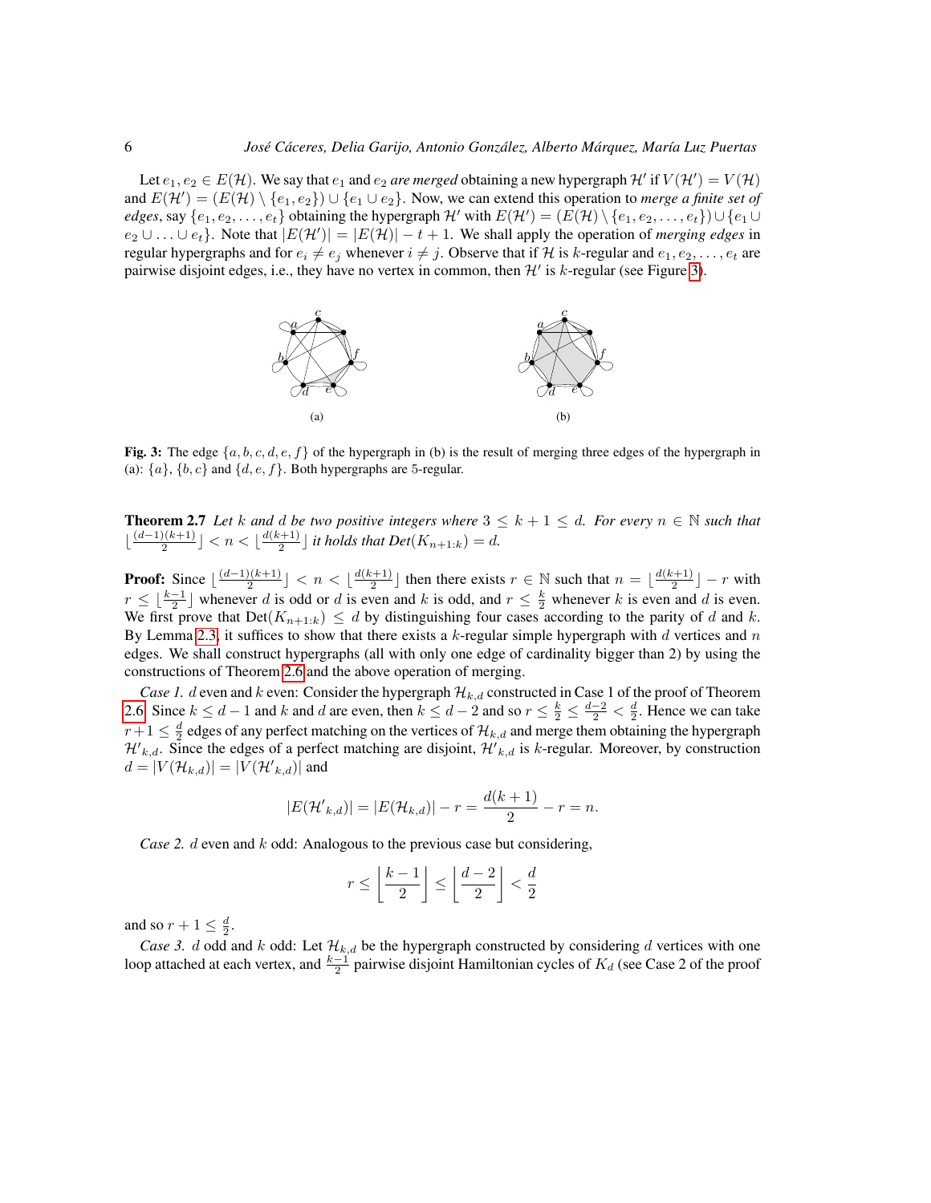Let $e_1, e_2 \in E(\mathcal{H})$. We say that $e_1$ and $e_2$ *are merged* obtaining a new hypergraph $\mathcal{H}'$ if $V(\mathcal{H}') = V(\mathcal{H})$ and $E(\mathcal{H}') = (E(\mathcal{H}) \setminus \{e_1, e_2\}) \cup \{e_1 \cup e_2\}$. Now, we can extend this operation to *merge a finite set of edges*, say $\{e_1, e_2, \ldots, e_t\}$ obtaining the hypergraph $\mathcal{H}'$ with $E(\mathcal{H}') = (E(\mathcal{H}) \setminus \{e_1, e_2, \ldots, e_t\}) \cup \{e_1 \cup e_2 \cup \ldots \cup e_t\}$. Note that $|E(\mathcal{H}')| = |E(\mathcal{H})| - t + 1$. We shall apply the operation of *merging edges* in regular hypergraphs and for $e_i \neq e_j$ whenever $i \neq j$. Observe that if $\mathcal{H}$ is $k$-regular and $e_1, e_2, \ldots, e_t$ are pairwise disjoint edges, i.e., they have no vertex in common, then $\mathcal{H}'$ is $k$-regular (see Figure 3).

(a) (b)

**Fig. 3:** The edge $\{a, b, c, d, e, f\}$ of the hypergraph in (b) is the result of merging three edges of the hypergraph in (a): $\{a\}$, $\{b, c\}$ and $\{d, e, f\}$. Both hypergraphs are 5-regular.

**Theorem 2.7** *Let $k$ and $d$ be two positive integers where $3 \leq k+1 \leq d$. For every $n \in \mathbb{N}$ such that $\lfloor \frac{(d-1)(k+1)}{2} \rfloor < n < \lfloor \frac{d(k+1)}{2} \rfloor$ it holds that $Det(K_{n+1:k}) = d$.*

**Proof:** Since $\lfloor \frac{(d-1)(k+1)}{2} \rfloor < n < \lfloor \frac{d(k+1)}{2} \rfloor$ then there exists $r \in \mathbb{N}$ such that $n = \lfloor \frac{d(k+1)}{2} \rfloor - r$ with $r \leq \lfloor \frac{k-1}{2} \rfloor$ whenever $d$ is odd or $d$ is even and $k$ is odd, and $r \leq \frac{k}{2}$ whenever $k$ is even and $d$ is even. We first prove that $\mathrm{Det}(K_{n+1:k}) \leq d$ by distinguishing four cases according to the parity of $d$ and $k$. By Lemma 2.3, it suffices to show that there exists a $k$-regular simple hypergraph with $d$ vertices and $n$ edges. We shall construct hypergraphs (all with only one edge of cardinality bigger than 2) by using the constructions of Theorem 2.6 and the above operation of merging.

*Case 1.* $d$ even and $k$ even: Consider the hypergraph $\mathcal{H}_{k,d}$ constructed in Case 1 of the proof of Theorem 2.6. Since $k \leq d-1$ and $k$ and $d$ are even, then $k \leq d-2$ and so $r \leq \frac{k}{2} \leq \frac{d-2}{2} < \frac{d}{2}$. Hence we can take $r+1 \leq \frac{d}{2}$ edges of any perfect matching on the vertices of $\mathcal{H}_{k,d}$ and merge them obtaining the hypergraph $\mathcal{H}'_{k,d}$. Since the edges of a perfect matching are disjoint, $\mathcal{H}'_{k,d}$ is $k$-regular. Moreover, by construction $d = |V(\mathcal{H}_{k,d})| = |V(\mathcal{H}'_{k,d})|$ and

$$|E(\mathcal{H}'_{k,d})| = |E(\mathcal{H}_{k,d})| - r = \frac{d(k+1)}{2} - r = n.$$

*Case 2.* $d$ even and $k$ odd: Analogous to the previous case but considering,

$$r \leq \left\lfloor \frac{k-1}{2} \right\rfloor \leq \left\lfloor \frac{d-2}{2} \right\rfloor < \frac{d}{2}$$

and so $r + 1 \leq \frac{d}{2}$.

*Case 3.* $d$ odd and $k$ odd: Let $\mathcal{H}_{k,d}$ be the hypergraph constructed by considering $d$ vertices with one loop attached at each vertex, and $\frac{k-1}{2}$ pairwise disjoint Hamiltonian cycles of $K_d$ (see Case 2 of the proof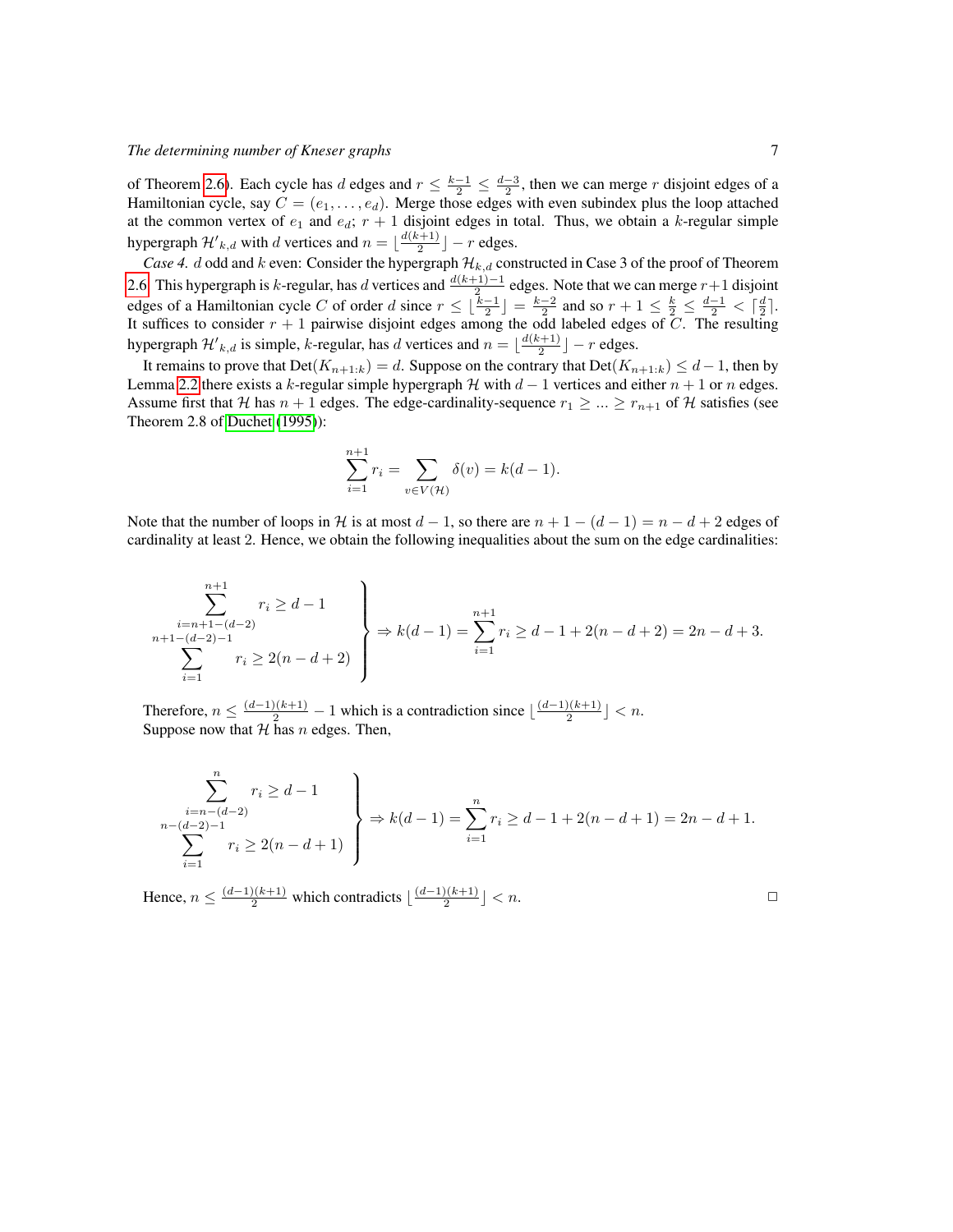of Theorem 2.6). Each cycle has $d$ edges and $r \leq \frac{k-1}{2} \leq \frac{d-3}{2}$, then we can merge $r$ disjoint edges of a Hamiltonian cycle, say $C = (e_1, \ldots, e_d)$. Merge those edges with even subindex plus the loop attached at the common vertex of $e_1$ and $e_d$; $r+1$ disjoint edges in total. Thus, we obtain a $k$-regular simple hypergraph $\mathcal{H}'_{k,d}$ with $d$ vertices and $n = \lfloor \frac{d(k+1)}{2} \rfloor - r$ edges.

*Case 4.* $d$ odd and $k$ even: Consider the hypergraph $\mathcal{H}_{k,d}$ constructed in Case 3 of the proof of Theorem 2.6. This hypergraph is $k$-regular, has $d$ vertices and $\frac{d(k+1)-1}{2}$ edges. Note that we can merge $r+1$ disjoint edges of a Hamiltonian cycle $C$ of order $d$ since $r \leq \lfloor \frac{k-1}{2} \rfloor = \frac{k-2}{2}$ and so $r+1 \leq \frac{k}{2} \leq \frac{d-1}{2} < \lceil \frac{d}{2} \rceil$. It suffices to consider $r+1$ pairwise disjoint edges among the odd labeled edges of $C$. The resulting hypergraph $\mathcal{H}'_{k,d}$ is simple, $k$-regular, has $d$ vertices and $n = \lfloor \frac{d(k+1)}{2} \rfloor - r$ edges.

It remains to prove that $\text{Det}(K_{n+1:k}) = d$. Suppose on the contrary that $\text{Det}(K_{n+1:k}) \leq d-1$, then by Lemma 2.2 there exists a $k$-regular simple hypergraph $\mathcal{H}$ with $d-1$ vertices and either $n+1$ or $n$ edges. Assume first that $\mathcal{H}$ has $n+1$ edges. The edge-cardinality-sequence $r_1 \geq \ldots \geq r_{n+1}$ of $\mathcal{H}$ satisfies (see Theorem 2.8 of Duchet (1995)):

$$\sum_{i=1}^{n+1} r_i = \sum_{v \in V(\mathcal{H})} \delta(v) = k(d-1).$$

Note that the number of loops in $\mathcal{H}$ is at most $d-1$, so there are $n+1-(d-1) = n-d+2$ edges of cardinality at least 2. Hence, we obtain the following inequalities about the sum on the edge cardinalities:

$$\left.\begin{array}{r} \displaystyle\sum_{i=n+1-(d-2)}^{n+1} r_i \geq d-1 \\ \displaystyle\sum_{i=1}^{n+1-(d-2)-1} r_i \geq 2(n-d+2) \end{array}\right\} \Rightarrow k(d-1) = \sum_{i=1}^{n+1} r_i \geq d-1+2(n-d+2) = 2n-d+3.$$

Therefore, $n \leq \frac{(d-1)(k+1)}{2} - 1$ which is a contradiction since $\lfloor \frac{(d-1)(k+1)}{2} \rfloor < n$.
Suppose now that $\mathcal{H}$ has $n$ edges. Then,

$$\left.\begin{array}{r} \displaystyle\sum_{i=n-(d-2)}^{n} r_i \geq d-1 \\ \displaystyle\sum_{i=1}^{n-(d-2)-1} r_i \geq 2(n-d+1) \end{array}\right\} \Rightarrow k(d-1) = \sum_{i=1}^{n} r_i \geq d-1+2(n-d+1) = 2n-d+1.$$

Hence, $n \leq \frac{(d-1)(k+1)}{2}$ which contradicts $\lfloor \frac{(d-1)(k+1)}{2} \rfloor < n$. □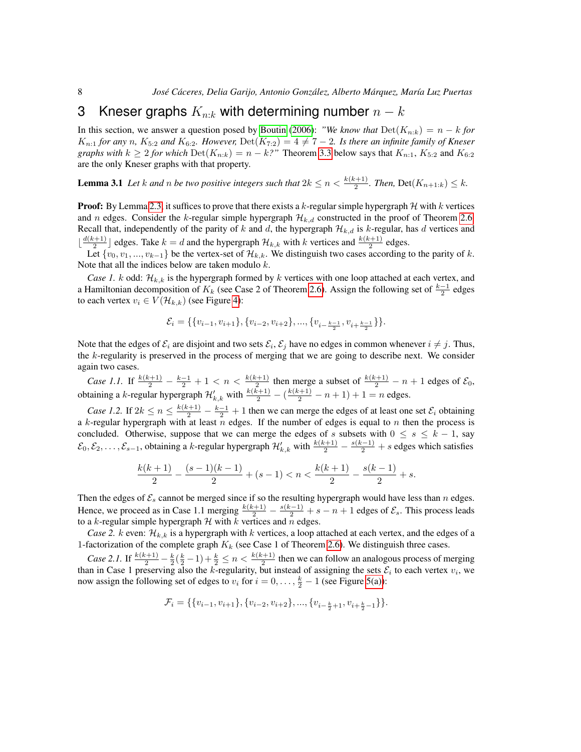## 3 Kneser graphs $K_{n:k}$ with determining number $n-k$

In this section, we answer a question posed by Boutin (2006): *"We know that* $\text{Det}(K_{n:k}) = n-k$ *for* $K_{n:1}$ *for any* $n$*,* $K_{5:2}$ *and* $K_{6:2}$*. However,* $\text{Det}(K_{7:2}) = 4 \neq 7-2$*. Is there an infinite family of Kneser graphs with* $k \geq 2$ *for which* $\text{Det}(K_{n:k}) = n-k$*?"* Theorem 3.3 below says that $K_{n:1}$, $K_{5:2}$ and $K_{6:2}$ are the only Kneser graphs with that property.

**Lemma 3.1** *Let* $k$ *and* $n$ *be two positive integers such that* $2k \leq n < \frac{k(k+1)}{2}$*. Then,* $\text{Det}(K_{n+1:k}) \leq k$*.*

**Proof:** By Lemma 2.3, it suffices to prove that there exists a $k$-regular simple hypergraph $\mathcal{H}$ with $k$ vertices and $n$ edges. Consider the $k$-regular simple hypergraph $\mathcal{H}_{k,d}$ constructed in the proof of Theorem 2.6. Recall that, independently of the parity of $k$ and $d$, the hypergraph $\mathcal{H}_{k,d}$ is $k$-regular, has $d$ vertices and $\lfloor \frac{d(k+1)}{2} \rfloor$ edges. Take $k=d$ and the hypergraph $\mathcal{H}_{k,k}$ with $k$ vertices and $\frac{k(k+1)}{2}$ edges.

Let $\{v_0, v_1, ..., v_{k-1}\}$ be the vertex-set of $\mathcal{H}_{k,k}$. We distinguish two cases according to the parity of $k$. Note that all the indices below are taken modulo $k$.

*Case 1.* $k$ odd: $\mathcal{H}_{k,k}$ is the hypergraph formed by $k$ vertices with one loop attached at each vertex, and a Hamiltonian decomposition of $K_k$ (see Case 2 of Theorem 2.6). Assign the following set of $\frac{k-1}{2}$ edges to each vertex $v_i \in V(\mathcal{H}_{k,k})$ (see Figure 4):

$$\mathcal{E}_i = \{\{v_{i-1}, v_{i+1}\}, \{v_{i-2}, v_{i+2}\}, ..., \{v_{i-\frac{k-1}{2}}, v_{i+\frac{k-1}{2}}\}\}.$$

Note that the edges of $\mathcal{E}_i$ are disjoint and two sets $\mathcal{E}_i, \mathcal{E}_j$ have no edges in common whenever $i \neq j$. Thus, the $k$-regularity is preserved in the process of merging that we are going to describe next. We consider again two cases.

*Case 1.1.* If $\frac{k(k+1)}{2} - \frac{k-1}{2} + 1 < n < \frac{k(k+1)}{2}$ then merge a subset of $\frac{k(k+1)}{2} - n + 1$ edges of $\mathcal{E}_0$, obtaining a $k$-regular hypergraph $\mathcal{H}'_{k,k}$ with $\frac{k(k+1)}{2} - (\frac{k(k+1)}{2} - n + 1) + 1 = n$ edges.

*Case 1.2.* If $2k \leq n \leq \frac{k(k+1)}{2} - \frac{k-1}{2} + 1$ then we can merge the edges of at least one set $\mathcal{E}_i$ obtaining a $k$-regular hypergraph with at least $n$ edges. If the number of edges is equal to $n$ then the process is concluded. Otherwise, suppose that we can merge the edges of $s$ subsets with $0 \leq s \leq k-1$, say $\mathcal{E}_0, \mathcal{E}_2, \ldots, \mathcal{E}_{s-1}$, obtaining a $k$-regular hypergraph $\mathcal{H}'_{k,k}$ with $\frac{k(k+1)}{2} - \frac{s(k-1)}{2} + s$ edges which satisfies

$$\frac{k(k+1)}{2} - \frac{(s-1)(k-1)}{2} + (s-1) < n < \frac{k(k+1)}{2} - \frac{s(k-1)}{2} + s.$$

Then the edges of $\mathcal{E}_s$ cannot be merged since if so the resulting hypergraph would have less than $n$ edges. Hence, we proceed as in Case 1.1 merging $\frac{k(k+1)}{2} - \frac{s(k-1)}{2} + s - n + 1$ edges of $\mathcal{E}_s$. This process leads to a $k$-regular simple hypergraph $\mathcal{H}$ with $k$ vertices and $n$ edges.

*Case 2.* $k$ even: $\mathcal{H}_{k,k}$ is a hypergraph with $k$ vertices, a loop attached at each vertex, and the edges of a 1-factorization of the complete graph $K_k$ (see Case 1 of Theorem 2.6). We distinguish three cases.

*Case 2.1.* If $\frac{k(k+1)}{2} - \frac{k}{2}(\frac{k}{2} - 1) + \frac{k}{2} \leq n < \frac{k(k+1)}{2}$ then we can follow an analogous process of merging than in Case 1 preserving also the $k$-regularity, but instead of assigning the sets $\mathcal{E}_i$ to each vertex $v_i$, we now assign the following set of edges to $v_i$ for $i = 0, \ldots, \frac{k}{2} - 1$ (see Figure 5(a)):

$$\mathcal{F}_i = \{\{v_{i-1}, v_{i+1}\}, \{v_{i-2}, v_{i+2}\}, ..., \{v_{i-\frac{k}{2}+1}, v_{i+\frac{k}{2}-1}\}\}.$$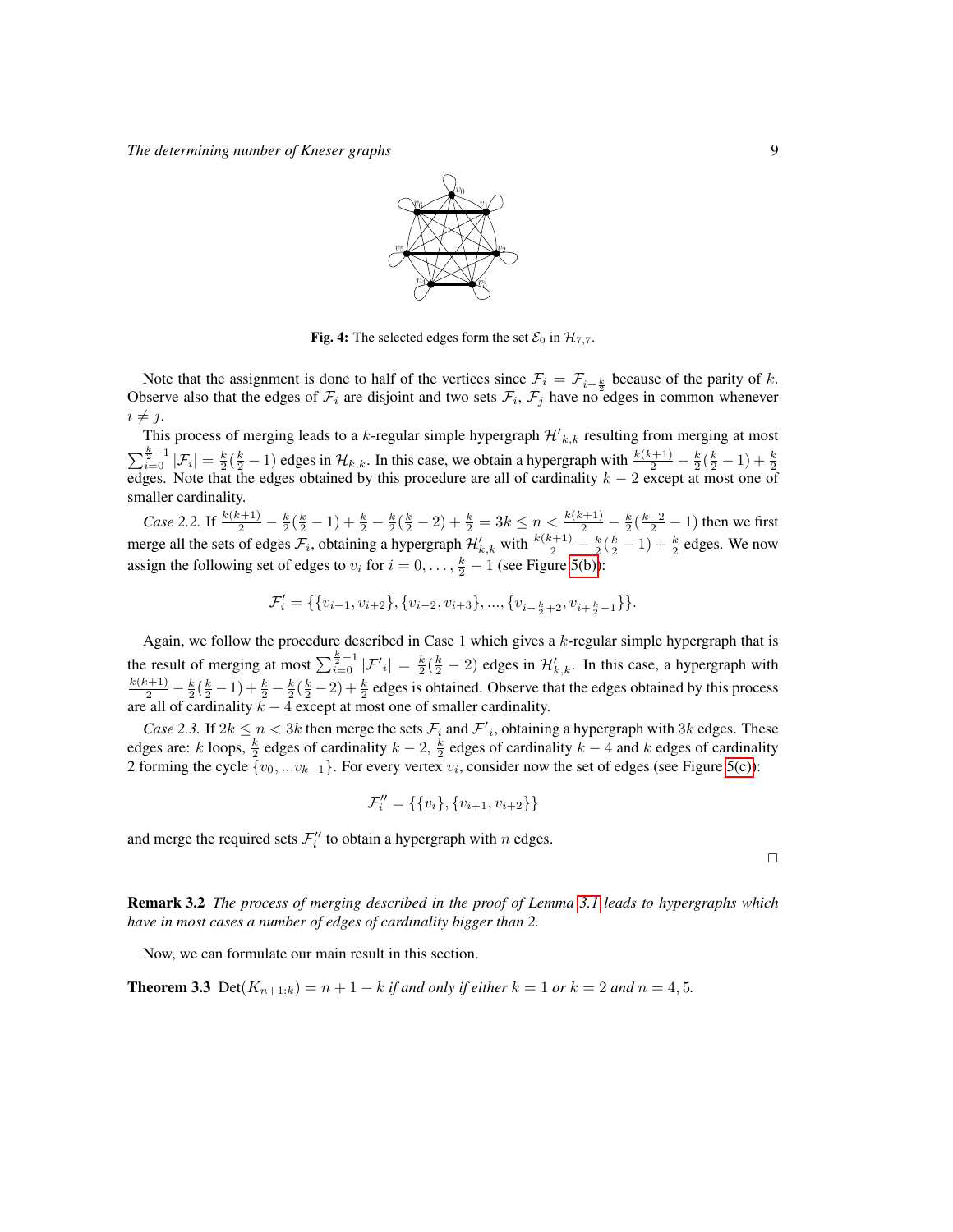**Fig. 4:** The selected edges form the set $\mathcal{E}_0$ in $\mathcal{H}_{7,7}$.

Note that the assignment is done to half of the vertices since $\mathcal{F}_i = \mathcal{F}_{i+\frac{k}{2}}$ because of the parity of $k$. Observe also that the edges of $\mathcal{F}_i$ are disjoint and two sets $\mathcal{F}_i$, $\mathcal{F}_j$ have no edges in common whenever $i \neq j$.

This process of merging leads to a $k$-regular simple hypergraph $\mathcal{H}'_{k,k}$ resulting from merging at most $\sum_{i=0}^{\frac{k}{2}-1} |\mathcal{F}_i| = \frac{k}{2}(\frac{k}{2}-1)$ edges in $\mathcal{H}_{k,k}$. In this case, we obtain a hypergraph with $\frac{k(k+1)}{2} - \frac{k}{2}(\frac{k}{2}-1) + \frac{k}{2}$ edges. Note that the edges obtained by this procedure are all of cardinality $k-2$ except at most one of smaller cardinality.

*Case 2.2.* If $\frac{k(k+1)}{2} - \frac{k}{2}(\frac{k}{2}-1) + \frac{k}{2} - \frac{k}{2}(\frac{k}{2}-2) + \frac{k}{2} = 3k \leq n < \frac{k(k+1)}{2} - \frac{k}{2}(\frac{k-2}{2}-1)$ then we first merge all the sets of edges $\mathcal{F}_i$, obtaining a hypergraph $\mathcal{H}'_{k,k}$ with $\frac{k(k+1)}{2} - \frac{k}{2}(\frac{k}{2}-1) + \frac{k}{2}$ edges. We now assign the following set of edges to $v_i$ for $i = 0, \ldots, \frac{k}{2}-1$ (see Figure 5(b)):

$$\mathcal{F}'_i = \{\{v_{i-1}, v_{i+2}\}, \{v_{i-2}, v_{i+3}\}, ..., \{v_{i-\frac{k}{2}+2}, v_{i+\frac{k}{2}-1}\}\}.$$

Again, we follow the procedure described in Case 1 which gives a $k$-regular simple hypergraph that is the result of merging at most $\sum_{i=0}^{\frac{k}{2}-1} |\mathcal{F}'_i| = \frac{k}{2}(\frac{k}{2}-2)$ edges in $\mathcal{H}'_{k,k}$. In this case, a hypergraph with $\frac{k(k+1)}{2} - \frac{k}{2}(\frac{k}{2}-1) + \frac{k}{2} - \frac{k}{2}(\frac{k}{2}-2) + \frac{k}{2}$ edges is obtained. Observe that the edges obtained by this process are all of cardinality $k-4$ except at most one of smaller cardinality.

*Case 2.3.* If $2k \leq n < 3k$ then merge the sets $\mathcal{F}_i$ and $\mathcal{F}'_i$, obtaining a hypergraph with $3k$ edges. These edges are: $k$ loops, $\frac{k}{2}$ edges of cardinality $k-2$, $\frac{k}{2}$ edges of cardinality $k-4$ and $k$ edges of cardinality 2 forming the cycle $\{v_0, ...v_{k-1}\}$. For every vertex $v_i$, consider now the set of edges (see Figure 5(c)):

$$\mathcal{F}''_i = \{\{v_i\}, \{v_{i+1}, v_{i+2}\}\}$$

and merge the required sets $\mathcal{F}''_i$ to obtain a hypergraph with $n$ edges.

□

**Remark 3.2** *The process of merging described in the proof of Lemma 3.1 leads to hypergraphs which have in most cases a number of edges of cardinality bigger than 2.*

Now, we can formulate our main result in this section.

**Theorem 3.3** $\mathrm{Det}(K_{n+1:k}) = n+1-k$ *if and only if either* $k = 1$ *or* $k = 2$ *and* $n = 4, 5$.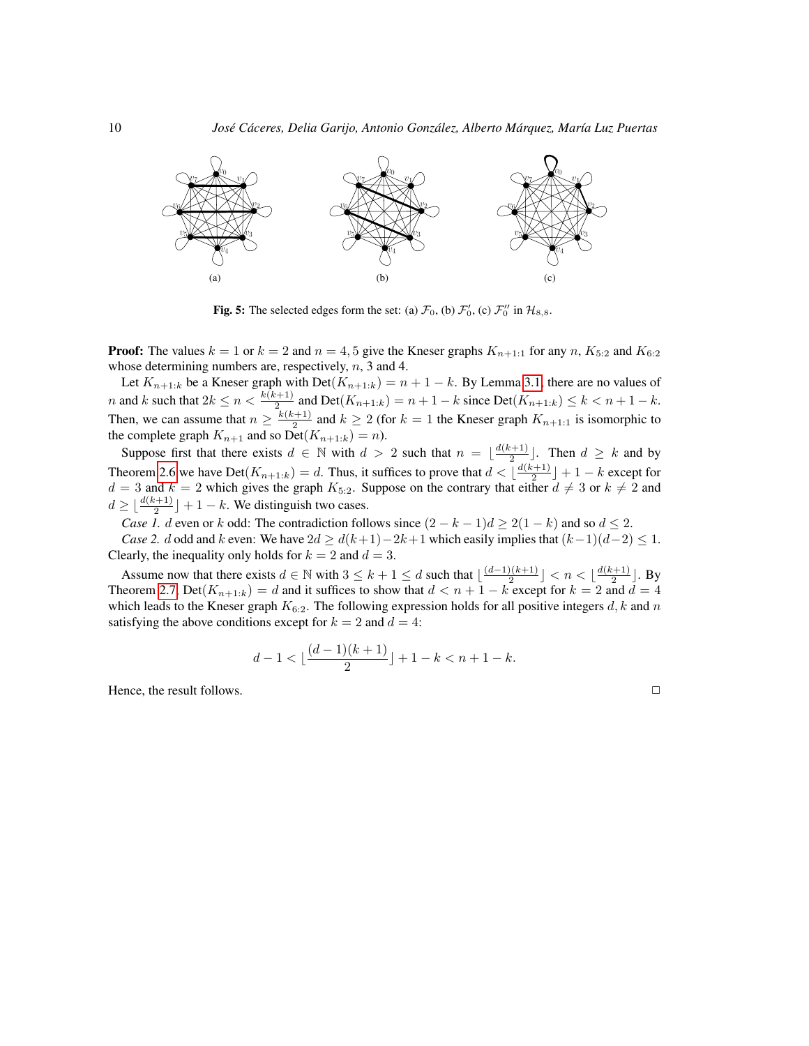Fig. 5: The selected edges form the set: (a) $\mathcal{F}_0$, (b) $\mathcal{F}_0'$, (c) $\mathcal{F}_0''$ in $\mathcal{H}_{8,8}$.

**Proof:** The values $k = 1$ or $k = 2$ and $n = 4, 5$ give the Kneser graphs $K_{n+1:1}$ for any $n$, $K_{5:2}$ and $K_{6:2}$ whose determining numbers are, respectively, $n$, 3 and 4.

Let $K_{n+1:k}$ be a Kneser graph with $\text{Det}(K_{n+1:k}) = n + 1 - k$. By Lemma 3.1, there are no values of $n$ and $k$ such that $2k \leq n < \frac{k(k+1)}{2}$ and $\text{Det}(K_{n+1:k}) = n + 1 - k$ since $\text{Det}(K_{n+1:k}) \leq k < n + 1 - k$. Then, we can assume that $n \geq \frac{k(k+1)}{2}$ and $k \geq 2$ (for $k = 1$ the Kneser graph $K_{n+1:1}$ is isomorphic to the complete graph $K_{n+1}$ and so $\text{Det}(K_{n+1:k}) = n$).

Suppose first that there exists $d \in \mathbb{N}$ with $d > 2$ such that $n = \lfloor \frac{d(k+1)}{2} \rfloor$. Then $d \geq k$ and by Theorem 2.6 we have $\text{Det}(K_{n+1:k}) = d$. Thus, it suffices to prove that $d < \lfloor \frac{d(k+1)}{2} \rfloor + 1 - k$ except for $d = 3$ and $k = 2$ which gives the graph $K_{5:2}$. Suppose on the contrary that either $d \neq 3$ or $k \neq 2$ and $d \geq \lfloor \frac{d(k+1)}{2} \rfloor + 1 - k$. We distinguish two cases.

*Case 1.* $d$ even or $k$ odd: The contradiction follows since $(2 - k - 1)d \geq 2(1 - k)$ and so $d \leq 2$.

*Case 2.* $d$ odd and $k$ even: We have $2d \geq d(k+1) - 2k + 1$ which easily implies that $(k-1)(d-2) \leq 1$. Clearly, the inequality only holds for $k = 2$ and $d = 3$.

Assume now that there exists $d \in \mathbb{N}$ with $3 \leq k + 1 \leq d$ such that $\lfloor \frac{(d-1)(k+1)}{2} \rfloor < n < \lfloor \frac{d(k+1)}{2} \rfloor$. By Theorem 2.7, $\text{Det}(K_{n+1:k}) = d$ and it suffices to show that $d < n + 1 - k$ except for $k = 2$ and $d = 4$ which leads to the Kneser graph $K_{6:2}$. The following expression holds for all positive integers $d, k$ and $n$ satisfying the above conditions except for $k = 2$ and $d = 4$:

$$d - 1 < \lfloor \frac{(d-1)(k+1)}{2} \rfloor + 1 - k < n + 1 - k.$$

Hence, the result follows. $\square$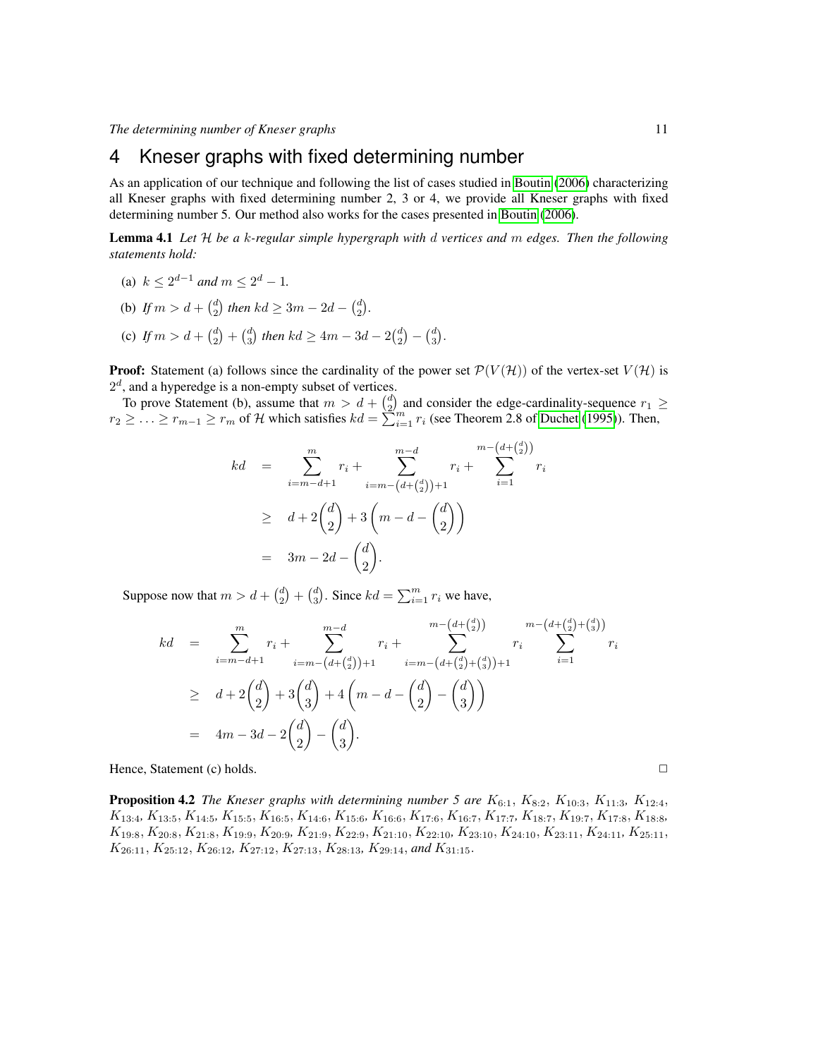# 4 Kneser graphs with fixed determining number

As an application of our technique and following the list of cases studied in Boutin (2006) characterizing all Kneser graphs with fixed determining number 2, 3 or 4, we provide all Kneser graphs with fixed determining number 5. Our method also works for the cases presented in Boutin (2006).

**Lemma 4.1** *Let $\mathcal{H}$ be a $k$-regular simple hypergraph with $d$ vertices and $m$ edges. Then the following statements hold:*

(a) $k \leq 2^{d-1}$ *and* $m \leq 2^d - 1$.

(b) *If* $m > d + \binom{d}{2}$ *then* $kd \geq 3m - 2d - \binom{d}{2}$.

(c) *If* $m > d + \binom{d}{2} + \binom{d}{3}$ *then* $kd \geq 4m - 3d - 2\binom{d}{2} - \binom{d}{3}$.

**Proof:** Statement (a) follows since the cardinality of the power set $\mathcal{P}(V(\mathcal{H}))$ of the vertex-set $V(\mathcal{H})$ is $2^d$, and a hyperedge is a non-empty subset of vertices.

To prove Statement (b), assume that $m > d + \binom{d}{2}$ and consider the edge-cardinality-sequence $r_1 \geq r_2 \geq \ldots \geq r_{m-1} \geq r_m$ of $\mathcal{H}$ which satisfies $kd = \sum_{i=1}^{m} r_i$ (see Theorem 2.8 of Duchet (1995)). Then,

$$
\begin{aligned}
kd &= \sum_{i=m-d+1}^{m} r_i + \sum_{i=m-\left(d+\binom{d}{2}\right)+1}^{m-d} r_i + \sum_{i=1}^{m-\left(d+\binom{d}{2}\right)} r_i \\
&\geq d + 2\binom{d}{2} + 3\left(m - d - \binom{d}{2}\right) \\
&= 3m - 2d - \binom{d}{2}.
\end{aligned}
$$

Suppose now that $m > d + \binom{d}{2} + \binom{d}{3}$. Since $kd = \sum_{i=1}^{m} r_i$ we have,

$$
\begin{aligned}
kd &= \sum_{i=m-d+1}^{m} r_i + \sum_{i=m-\left(d+\binom{d}{2}\right)+1}^{m-d} r_i + \sum_{i=m-\left(d+\binom{d}{2}+\binom{d}{3}\right)+1}^{m-\left(d+\binom{d}{2}\right)} r_i \sum_{i=1}^{m-\left(d+\binom{d}{2}+\binom{d}{3}\right)} r_i \\
&\geq d + 2\binom{d}{2} + 3\binom{d}{3} + 4\left(m - d - \binom{d}{2} - \binom{d}{3}\right) \\
&= 4m - 3d - 2\binom{d}{2} - \binom{d}{3}.
\end{aligned}
$$

Hence, Statement (c) holds. □

**Proposition 4.2** *The Kneser graphs with determining number 5 are* $K_{6:1}$, $K_{8:2}$, $K_{10:3}$, $K_{11:3}$, $K_{12:4}$, $K_{13:4}$, $K_{13:5}$, $K_{14:5}$, $K_{15:5}$, $K_{16:5}$, $K_{14:6}$, $K_{15:6}$, $K_{16:6}$, $K_{17:6}$, $K_{16:7}$, $K_{17:7}$, $K_{18:7}$, $K_{19:7}$, $K_{17:8}$, $K_{18:8}$, $K_{19:8}$, $K_{20:8}$, $K_{21:8}$, $K_{19:9}$, $K_{20:9}$, $K_{21:9}$, $K_{22:9}$, $K_{21:10}$, $K_{22:10}$, $K_{23:10}$, $K_{24:10}$, $K_{23:11}$, $K_{24:11}$, $K_{25:11}$, $K_{26:11}$, $K_{25:12}$, $K_{26:12}$, $K_{27:12}$, $K_{27:13}$, $K_{28:13}$, $K_{29:14}$, *and* $K_{31:15}$.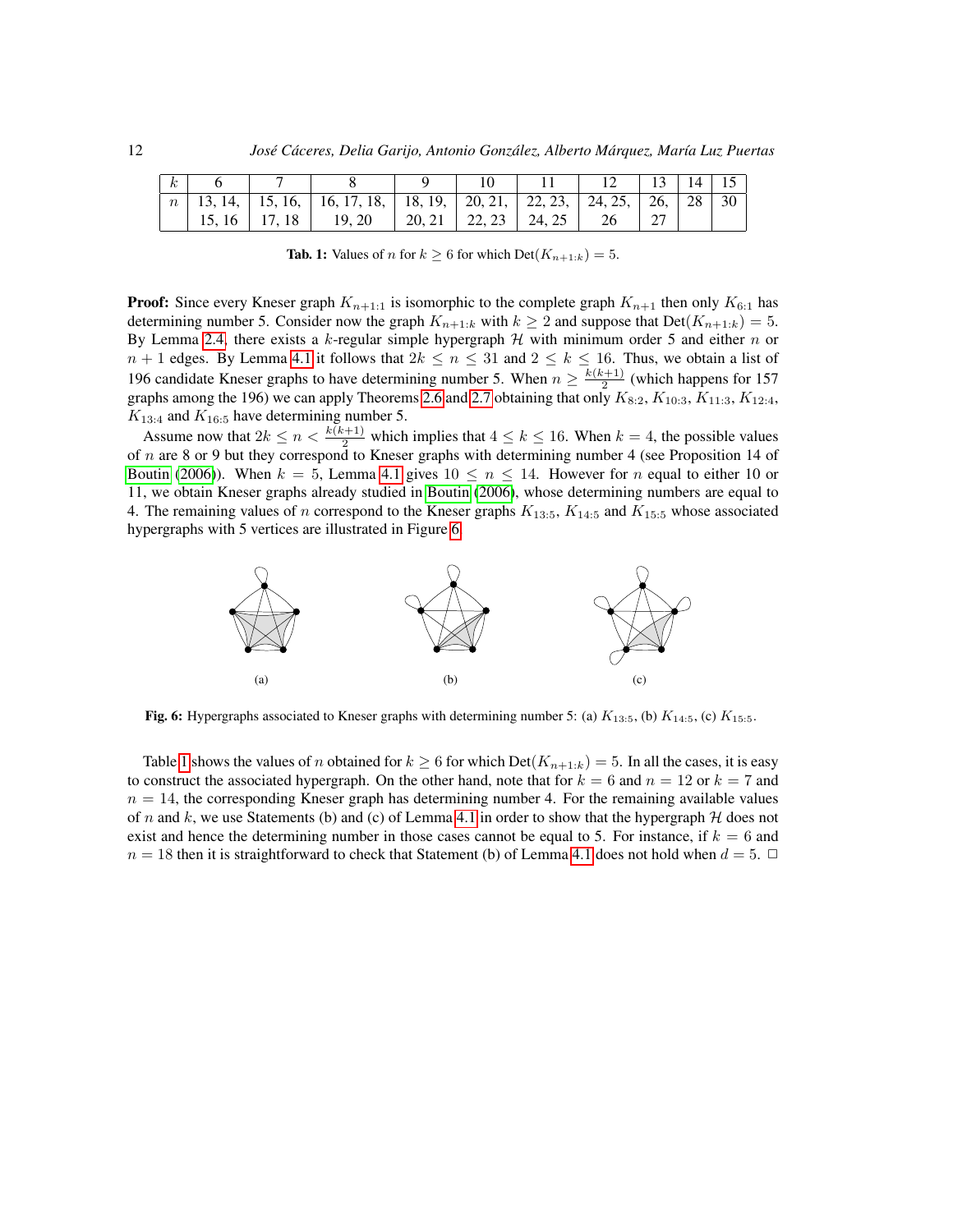| $k$ | 6 | 7 | 8 | 9 | 10 | 11 | 12 | 13 | 14 | 15 |
|---|---|---|---|---|---|---|---|---|---|---|
| $n$ | 13, 14, 15, 16 | 15, 16, 17, 18 | 16, 17, 18, 19, 20 | 18, 19, 20, 21 | 20, 21, 22, 23 | 22, 23, 24, 25 | 24, 25, 26 | 26, 27 | 28 | 30 |

**Tab. 1:** Values of $n$ for $k \geq 6$ for which $\text{Det}(K_{n+1:k}) = 5$.

**Proof:** Since every Kneser graph $K_{n+1:1}$ is isomorphic to the complete graph $K_{n+1}$ then only $K_{6:1}$ has determining number 5. Consider now the graph $K_{n+1:k}$ with $k \geq 2$ and suppose that $\text{Det}(K_{n+1:k}) = 5$. By Lemma 2.4, there exists a $k$-regular simple hypergraph $\mathcal{H}$ with minimum order 5 and either $n$ or $n+1$ edges. By Lemma 4.1 it follows that $2k \leq n \leq 31$ and $2 \leq k \leq 16$. Thus, we obtain a list of 196 candidate Kneser graphs to have determining number 5. When $n \geq \frac{k(k+1)}{2}$ (which happens for 157 graphs among the 196) we can apply Theorems 2.6 and 2.7 obtaining that only $K_{8:2}$, $K_{10:3}$, $K_{11:3}$, $K_{12:4}$, $K_{13:4}$ and $K_{16:5}$ have determining number 5.

Assume now that $2k \leq n < \frac{k(k+1)}{2}$ which implies that $4 \leq k \leq 16$. When $k = 4$, the possible values of $n$ are 8 or 9 but they correspond to Kneser graphs with determining number 4 (see Proposition 14 of Boutin (2006)). When $k = 5$, Lemma 4.1 gives $10 \leq n \leq 14$. However for $n$ equal to either 10 or 11, we obtain Kneser graphs already studied in Boutin (2006), whose determining numbers are equal to 4. The remaining values of $n$ correspond to the Kneser graphs $K_{13:5}$, $K_{14:5}$ and $K_{15:5}$ whose associated hypergraphs with 5 vertices are illustrated in Figure 6.

(a) (b) (c)

**Fig. 6:** Hypergraphs associated to Kneser graphs with determining number 5: (a) $K_{13:5}$, (b) $K_{14:5}$, (c) $K_{15:5}$.

Table 1 shows the values of $n$ obtained for $k \geq 6$ for which $\text{Det}(K_{n+1:k}) = 5$. In all the cases, it is easy to construct the associated hypergraph. On the other hand, note that for $k = 6$ and $n = 12$ or $k = 7$ and $n = 14$, the corresponding Kneser graph has determining number 4. For the remaining available values of $n$ and $k$, we use Statements (b) and (c) of Lemma 4.1 in order to show that the hypergraph $\mathcal{H}$ does not exist and hence the determining number in those cases cannot be equal to 5. For instance, if $k = 6$ and $n = 18$ then it is straightforward to check that Statement (b) of Lemma 4.1 does not hold when $d = 5$. □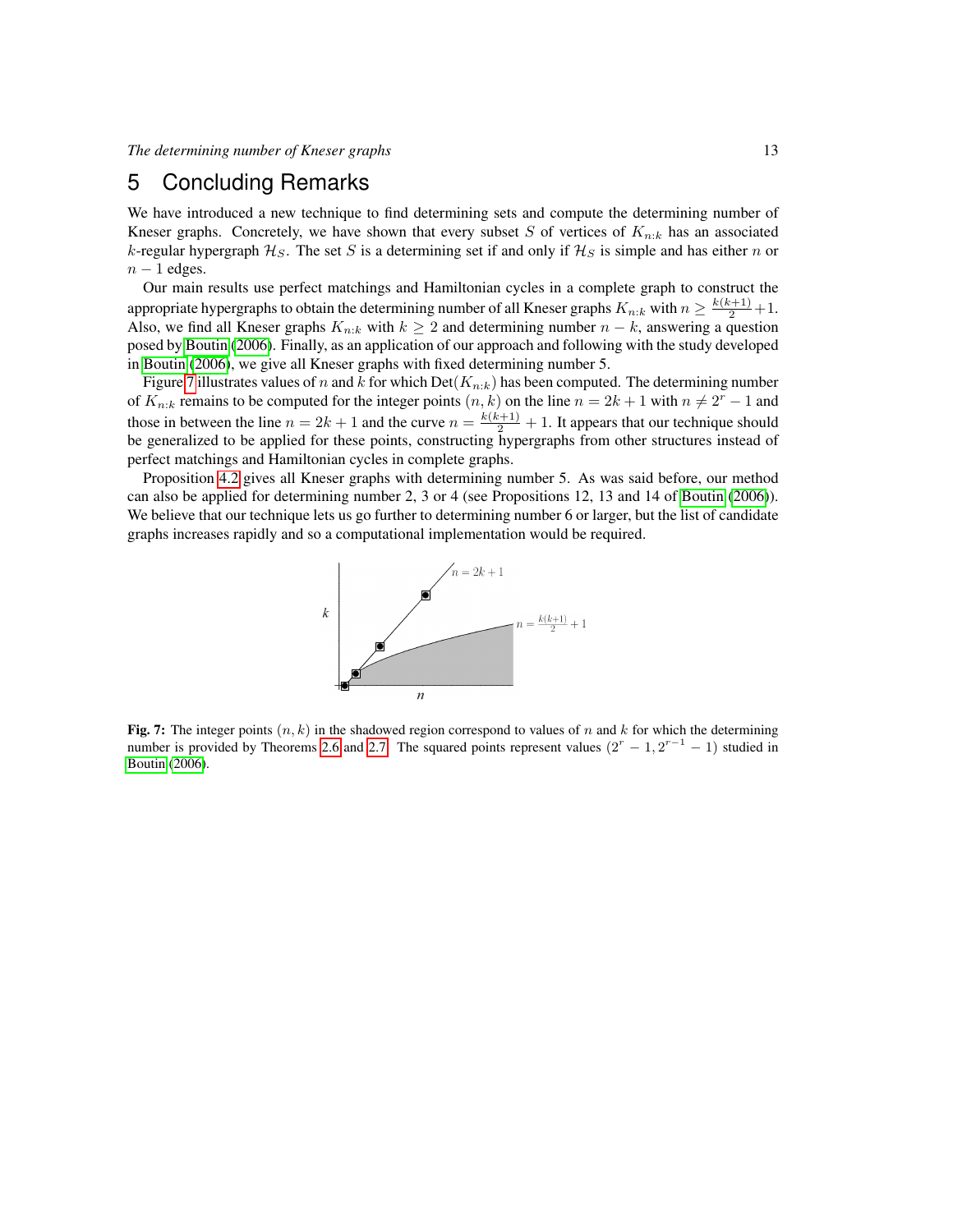# 5 Concluding Remarks

We have introduced a new technique to find determining sets and compute the determining number of Kneser graphs. Concretely, we have shown that every subset $S$ of vertices of $K_{n:k}$ has an associated $k$-regular hypergraph $\mathcal{H}_S$. The set $S$ is a determining set if and only if $\mathcal{H}_S$ is simple and has either $n$ or $n-1$ edges.

Our main results use perfect matchings and Hamiltonian cycles in a complete graph to construct the appropriate hypergraphs to obtain the determining number of all Kneser graphs $K_{n:k}$ with $n \geq \frac{k(k+1)}{2}+1$. Also, we find all Kneser graphs $K_{n:k}$ with $k \geq 2$ and determining number $n-k$, answering a question posed by Boutin (2006). Finally, as an application of our approach and following with the study developed in Boutin (2006), we give all Kneser graphs with fixed determining number 5.

Figure 7 illustrates values of $n$ and $k$ for which $\text{Det}(K_{n:k})$ has been computed. The determining number of $K_{n:k}$ remains to be computed for the integer points $(n,k)$ on the line $n = 2k+1$ with $n \neq 2^r - 1$ and those in between the line $n = 2k+1$ and the curve $n = \frac{k(k+1)}{2} + 1$. It appears that our technique should be generalized to be applied for these points, constructing hypergraphs from other structures instead of perfect matchings and Hamiltonian cycles in complete graphs.

Proposition 4.2 gives all Kneser graphs with determining number 5. As was said before, our method can also be applied for determining number 2, 3 or 4 (see Propositions 12, 13 and 14 of Boutin (2006)). We believe that our technique lets us go further to determining number 6 or larger, but the list of candidate graphs increases rapidly and so a computational implementation would be required.

**Fig. 7:** The integer points $(n,k)$ in the shadowed region correspond to values of $n$ and $k$ for which the determining number is provided by Theorems 2.6 and 2.7. The squared points represent values $(2^r - 1, 2^{r-1} - 1)$ studied in Boutin (2006).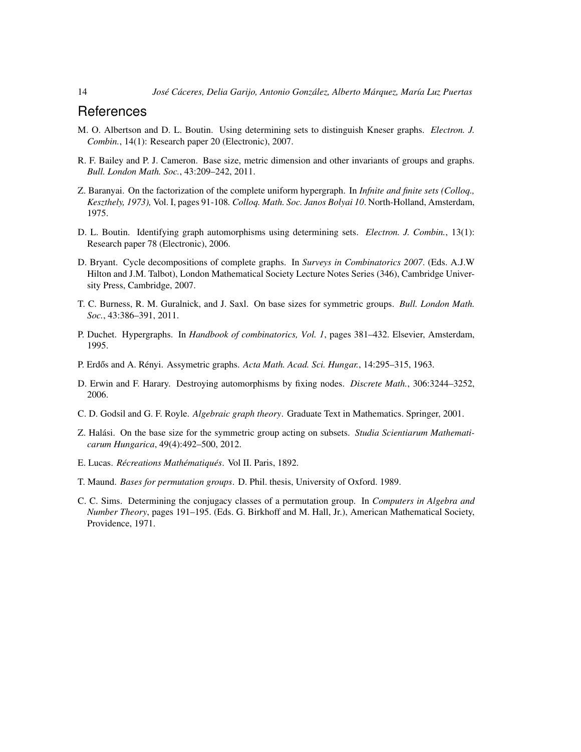# References

M. O. Albertson and D. L. Boutin. Using determining sets to distinguish Kneser graphs. *Electron. J. Combin.*, 14(1): Research paper 20 (Electronic), 2007.

R. F. Bailey and P. J. Cameron. Base size, metric dimension and other invariants of groups and graphs. *Bull. London Math. Soc.*, 43:209–242, 2011.

Z. Baranyai. On the factorization of the complete uniform hypergraph. In *Infnite and finite sets (Colloq., Keszthely, 1973),* Vol. I, pages 91-108. *Colloq. Math. Soc. Janos Bolyai 10*. North-Holland, Amsterdam, 1975.

D. L. Boutin. Identifying graph automorphisms using determining sets. *Electron. J. Combin.*, 13(1): Research paper 78 (Electronic), 2006.

D. Bryant. Cycle decompositions of complete graphs. In *Surveys in Combinatorics 2007*. (Eds. A.J.W Hilton and J.M. Talbot), London Mathematical Society Lecture Notes Series (346), Cambridge University Press, Cambridge, 2007.

T. C. Burness, R. M. Guralnick, and J. Saxl. On base sizes for symmetric groups. *Bull. London Math. Soc.*, 43:386–391, 2011.

P. Duchet. Hypergraphs. In *Handbook of combinatorics, Vol. 1*, pages 381–432. Elsevier, Amsterdam, 1995.

P. Erdős and A. Rényi. Assymetric graphs. *Acta Math. Acad. Sci. Hungar.*, 14:295–315, 1963.

D. Erwin and F. Harary. Destroying automorphisms by fixing nodes. *Discrete Math.*, 306:3244–3252, 2006.

C. D. Godsil and G. F. Royle. *Algebraic graph theory*. Graduate Text in Mathematics. Springer, 2001.

Z. Halási. On the base size for the symmetric group acting on subsets. *Studia Scientiarum Mathematicarum Hungarica*, 49(4):492–500, 2012.

E. Lucas. *Récreations Mathématiqués*. Vol II. Paris, 1892.

T. Maund. *Bases for permutation groups*. D. Phil. thesis, University of Oxford. 1989.

C. C. Sims. Determining the conjugacy classes of a permutation group. In *Computers in Algebra and Number Theory*, pages 191–195. (Eds. G. Birkhoff and M. Hall, Jr.), American Mathematical Society, Providence, 1971.